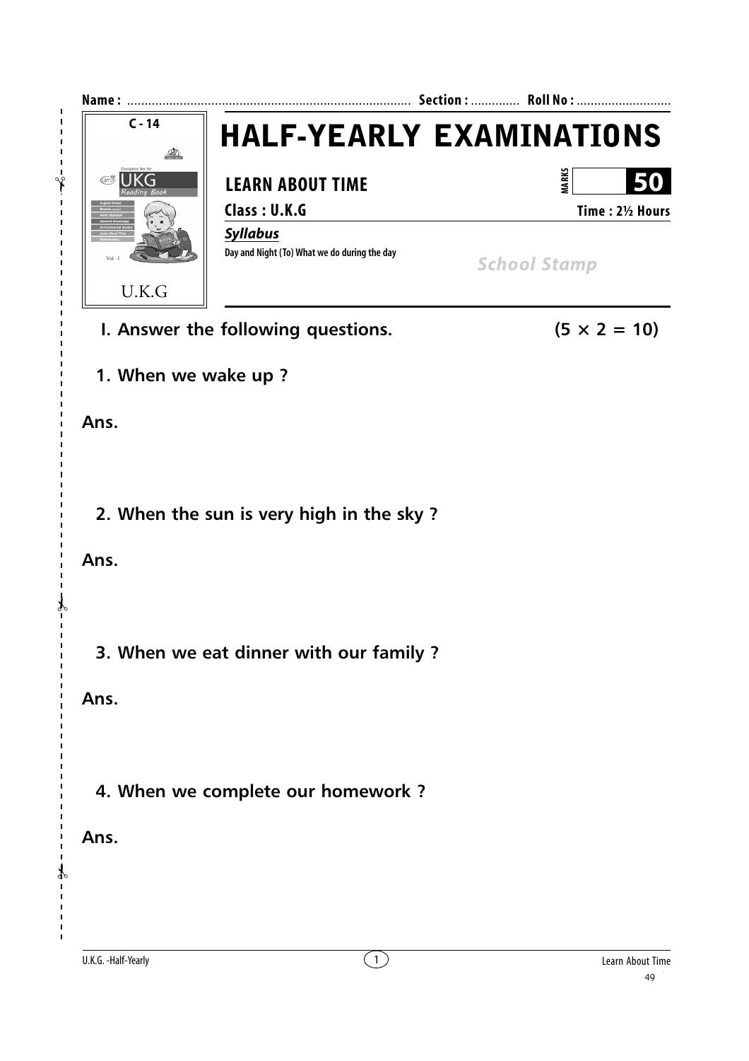**Name :** ................................................................................ **Section :** ............. **Roll No :** ...........................

C - 14

UKG Reading Book

U.K.G

# HALF-YEARLY EXAMINATIONS

## LEARN ABOUT TIME

**MARKS** **50**

**Class : U.K.G** **Time : 2½ Hours**

***Syllabus***

**Day and Night (To) What we do during the day**

*School Stamp*

### I. Answer the following questions. (5 × 2 = 10)

**1. When we wake up ?**

**Ans.**

**2. When the sun is very high in the sky ?**

**Ans.**

**3. When we eat dinner with our family ?**

**Ans.**

**4. When we complete our homework ?**

**Ans.**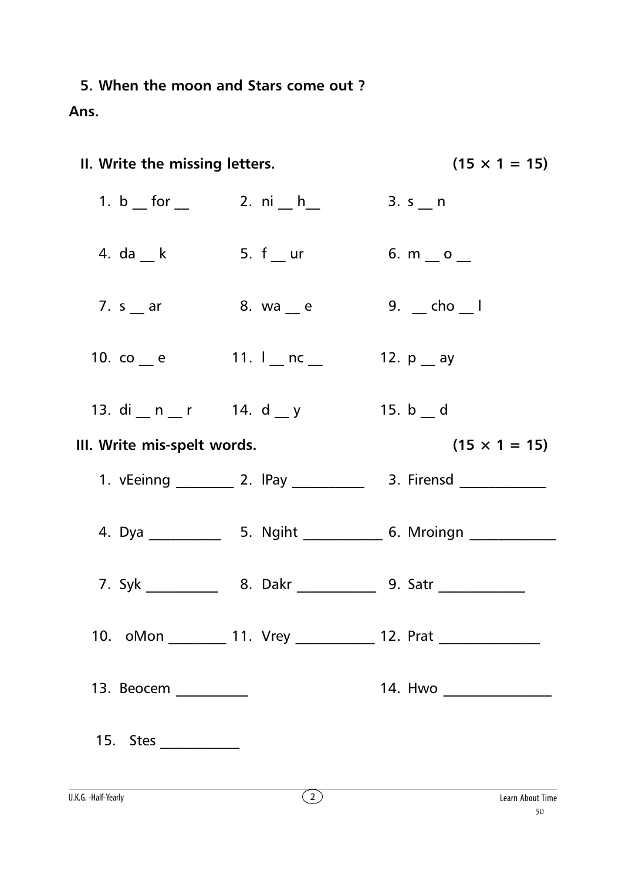5. **When the moon and Stars come out ?**

**Ans.**

**II. Write the missing letters.** **(15 × 1 = 15)**

1. b __ for __ 2. ni __ h__ 3. s __ n

4. da __ k 5. f __ ur 6. m __ o __

7. s __ ar 8. wa __ e 9. __ cho __ l

10. co __ e 11. l __ nc __ 12. p __ ay

13. di __ n __ r 14. d __ y 15. b __ d

**III. Write mis-spelt words.** **(15 × 1 = 15)**

1. vEeinng ________ 2. lPay __________ 3. Firensd ____________

4. Dya __________ 5. Ngiht ___________ 6. Mroingn ____________

7. Syk __________ 8. Dakr ___________ 9. Satr ____________

10. oMon ________ 11. Vrey ___________ 12. Prat ______________

13. Beocem __________ 14. Hwo _______________

15. Stes ___________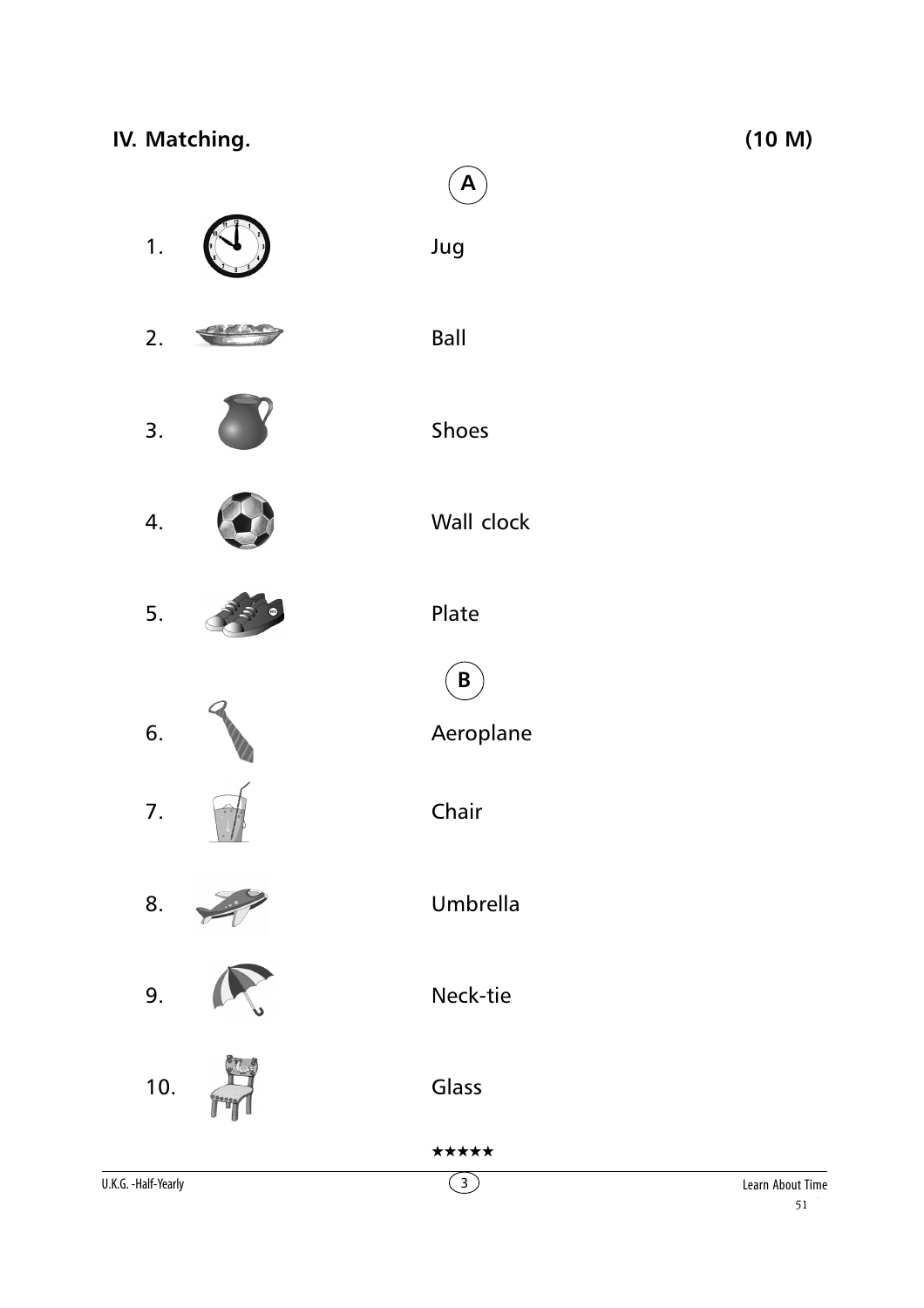## IV. Matching. (10 M)

**A**

1. Jug

2. Ball

3. Shoes

4. Wall clock

5. Plate

**B**

6. Aeroplane

7. Chair

8. Umbrella

9. Neck-tie

10. Glass

★★★★★